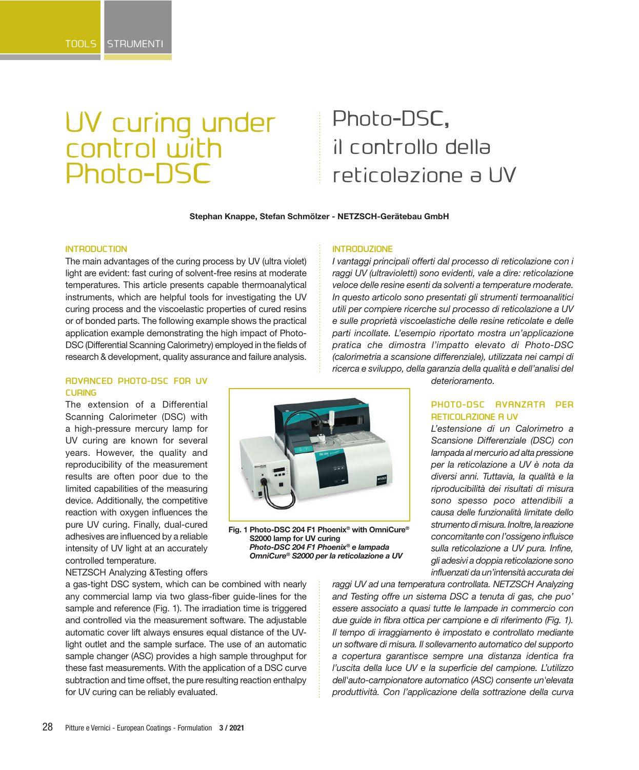# UV curing under control with Photo-DSC

# Photo-DSC, il controllo della reticolazione a UV

**Stephan Knappe, Stefan Schmölzer - NETZSCH-Gerätebau GmbH**

## INTRODUCTION

The main advantages of the curing process by UV (ultra violet) light are evident: fast curing of solvent-free resins at moderate temperatures. This article presents capable thermoanalytical instruments, which are helpful tools for investigating the UV curing process and the viscoelastic properties of cured resins or of bonded parts. The following example shows the practical application example demonstrating the high impact of Photo-DSC (Differential Scanning Calorimetry) employed in the fields of research & development, quality assurance and failure analysis.

## ADVANCED PHOTO-DSC FOR UV CURING

The extension of a Differential Scanning Calorimeter (DSC) with a high-pressure mercury lamp for UV curing are known for several years. However, the quality and reproducibility of the measurement results are often poor due to the limited capabilities of the measuring device. Additionally, the competitive reaction with oxygen influences the pure UV curing. Finally, dual-cured adhesives are influenced by a reliable intensity of UV light at an accurately controlled temperature.

NETZSCH Analyzing &Testing offers a gas-tight DSC system, which can be combined with nearly any commercial lamp via two glass-fiber guide-lines for the sample and reference (Fig. 1). The irradiation time is triggered and controlled via the measurement software. The adjustable automatic cover lift always ensures equal distance of the UV-light outlet and the sample surface. The use of an automatic sample changer (ASC) provides a high sample throughput for these fast measurements. With the application of a DSC curve subtraction and time offset, the pure resulting reaction enthalpy for UV curing can be reliably evaluated.

**Fig. 1 Photo-DSC 204 F1 Phoenix® with OmniCure® S2000 lamp for UV curing**
***Photo-DSC 204 F1 Phoenix® e lampada OmniCure® S2000 per la reticolazione a UV***

## INTRODUZIONE

*I vantaggi principali offerti dal processo di reticolazione con i raggi UV (ultravioletti) sono evidenti, vale a dire: reticolazione veloce delle resine esenti da solventi a temperature moderate. In questo articolo sono presentati gli strumenti termoanalitici utili per compiere ricerche sul processo di reticolazione a UV e sulle proprietà viscoelastiche delle resine reticolate e delle parti incollate. L'esempio riportato mostra un'applicazione pratica che dimostra l'impatto elevato di Photo-DSC (calorimetria a scansione differenziale), utilizzata nei campi di ricerca e sviluppo, della garanzia della qualità e dell'analisi del deterioramento.*

## PHOTO-DSC AVANZATA PER RETICOLAZIONE A UV

*L'estensione di un Calorimetro a Scansione Differenziale (DSC) con lampada al mercurio ad alta pressione per la reticolazione a UV è nota da diversi anni. Tuttavia, la qualità e la riproducibilità dei risultati di misura sono spesso poco attendibili a causa delle funzionalità limitate dello strumento di misura. Inoltre, la reazione concomitante con l'ossigeno influisce sulla reticolazione a UV pura. Infine, gli adesivi a doppia reticolazione sono influenzati da un'intensità accurata dei raggi UV ad una temperatura controllata. NETZSCH Analyzing and Testing offre un sistema DSC a tenuta di gas, che puo' essere associato a quasi tutte le lampade in commercio con due guide in fibra ottica per campione e di riferimento (Fig. 1). Il tempo di irraggiamento è impostato e controllato mediante un software di misura. Il sollevamento automatico del supporto a copertura garantisce sempre una distanza identica fra l'uscita della luce UV e la superficie del campione. L'utilizzo dell'auto-campionatore automatico (ASC) consente un'elevata produttività. Con l'applicazione della sottrazione della curva*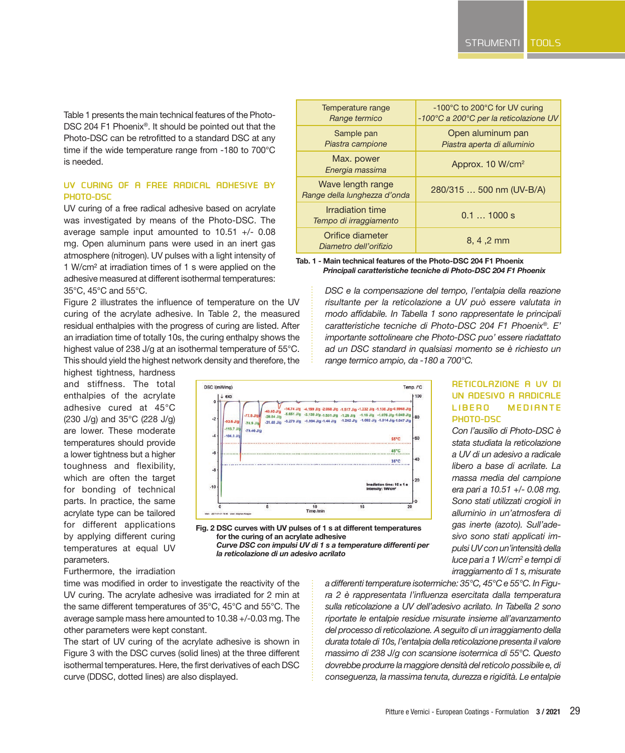Table 1 presents the main technical features of the Photo-DSC 204 F1 Phoenix®. It should be pointed out that the Photo-DSC can be retrofitted to a standard DSC at any time if the wide temperature range from -180 to 700°C is needed.

| Temperature range<br>*Range termico* | -100°C to 200°C for UV curing<br>*-100°C a 200°C per la reticolazione UV* |
|---|---|
| Sample pan<br>*Piastra campione* | Open aluminum pan<br>*Piastra aperta di alluminio* |
| Max. power<br>*Energia massima* | Approx. 10 W/cm² |
| Wave length range<br>*Range della lunghezza d'onda* | 280/315 … 500 nm (UV-B/A) |
| Irradiation time<br>*Tempo di irraggiamento* | 0.1 … 1000 s |
| Orifice diameter<br>*Diametro dell'orifizio* | 8, 4 ,2 mm |

**Tab. 1 - Main technical features of the Photo-DSC 204 F1 Phoenix**
***Principali caratteristiche tecniche di Photo-DSC 204 F1 Phoenix***

## UV CURING OF A FREE RADICAL ADHESIVE BY PHOTO-DSC

UV curing of a free radical adhesive based on acrylate was investigated by means of the Photo-DSC. The average sample input amounted to 10.51 +/- 0.08 mg. Open aluminum pans were used in an inert gas atmosphere (nitrogen). UV pulses with a light intensity of 1 W/cm² at irradiation times of 1 s were applied on the adhesive measured at different isothermal temperatures: 35°C, 45°C and 55°C.

Figure 2 illustrates the influence of temperature on the UV curing of the acrylate adhesive. In Table 2, the measured residual enthalpies with the progress of curing are listed. After an irradiation time of totally 10s, the curing enthalpy shows the highest value of 238 J/g at an isothermal temperature of 55°C. This should yield the highest network density and therefore, the highest tightness, hardness and stiffness. The total enthalpies of the acrylate adhesive cured at 45°C (230 J/g) and 35°C (228 J/g) are lower. These moderate temperatures should provide a lower tightness but a higher toughness and flexibility, which are often the target for bonding of technical parts. In practice, the same acrylate type can be tailored for different applications by applying different curing temperatures at equal UV parameters.

Furthermore, the irradiation time was modified in order to investigate the reactivity of the UV curing. The acrylate adhesive was irradiated for 2 min at the same different temperatures of 35°C, 45°C and 55°C. The average sample mass here amounted to 10.38 +/-0.03 mg. The other parameters were kept constant.

The start of UV curing of the acrylate adhesive is shown in Figure 3 with the DSC curves (solid lines) at the three different isothermal temperatures. Here, the first derivatives of each DSC curve (DDSC, dotted lines) are also displayed.

**Fig. 2 DSC curves with UV pulses of 1 s at different temperatures for the curing of an acrylate adhesive**
***Curve DSC con impulsi UV di 1 s a temperature differenti per la reticolazione di un adesivo acrilato***

*DSC e la compensazione del tempo, l'entalpia della reazione risultante per la reticolazione a UV può essere valutata in modo affidabile. In Tabella 1 sono rappresentate le principali caratteristiche tecniche di Photo-DSC 204 F1 Phoenix®. E' importante sottolineare che Photo-DSC puo' essere riadattato ad un DSC standard in qualsiasi momento se è richiesto un range termico ampio, da -180 a 700°C.*

## RETICOLAZIONE A UV DI UN ADESIVO A RADICALE LIBERO MEDIANTE PHOTO-DSC

*Con l'ausilio di Photo-DSC è stata studiata la reticolazione a UV di un adesivo a radicale libero a base di acrilate. La massa media del campione era pari a 10.51 +/- 0.08 mg. Sono stati utilizzati crogioli in alluminio in un'atmosfera di gas inerte (azoto). Sull'adesivo sono stati applicati impulsi UV con un'intensità della luce pari a 1 W/cm² e tempi di irraggiamento di 1 s, misurate a differenti temperature isotermiche: 35°C, 45°C e 55°C. In Figura 2 è rappresentata l'influenza esercitata dalla temperatura sulla reticolazione a UV dell'adesivo acrilato. In Tabella 2 sono riportate le entalpie residue misurate insieme all'avanzamento del processo di reticolazione. A seguito di un irraggiamento della durata totale di 10s, l'entalpia della reticolazione presenta il valore massimo di 238 J/g con scansione isotermica di 55°C. Questo dovrebbe produrre la maggiore densità del reticolo possibile e, di conseguenza, la massima tenuta, durezza e rigidità. Le entalpie*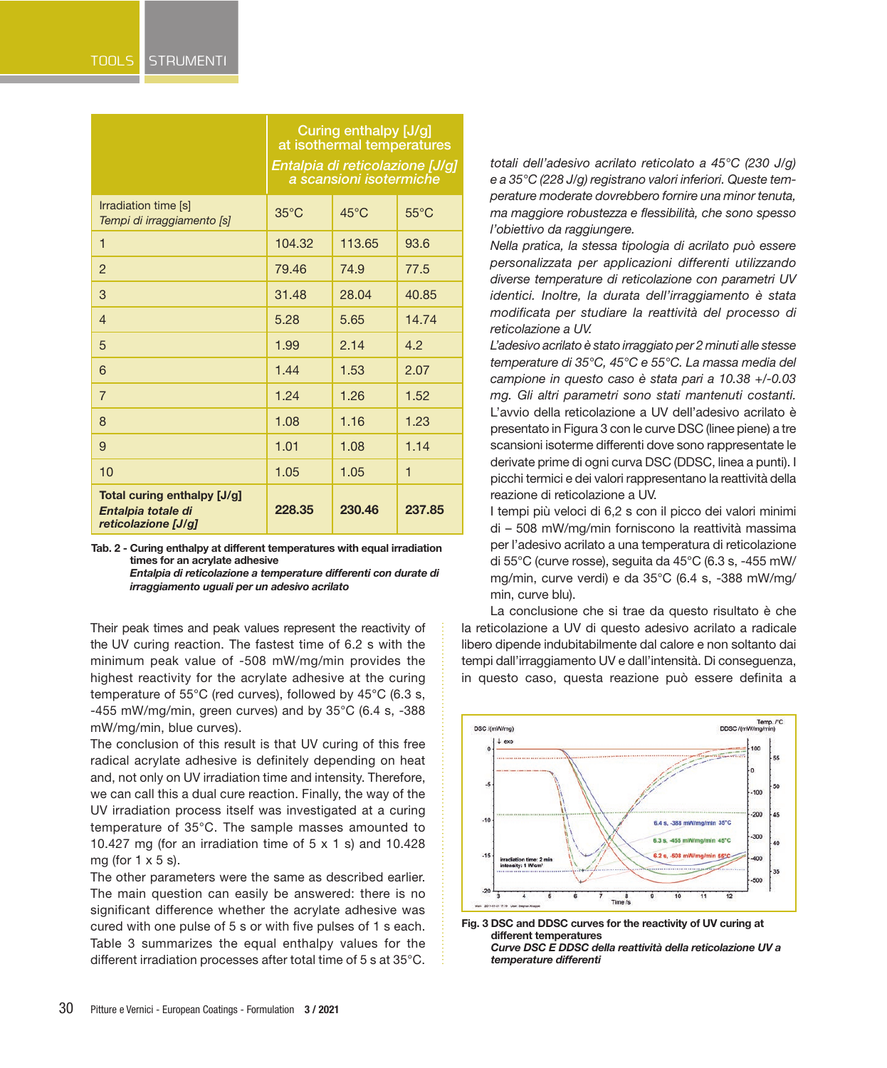| | Curing enthalpy [J/g] at isothermal temperatures *Entalpia di reticolazione [J/g] a scansioni isotermiche* | | |
|---|---|---|---|
| Irradiation time [s] *Tempi di irraggiamento [s]* | 35°C | 45°C | 55°C |
| 1 | 104.32 | 113.65 | 93.6 |
| 2 | 79.46 | 74.9 | 77.5 |
| 3 | 31.48 | 28.04 | 40.85 |
| 4 | 5.28 | 5.65 | 14.74 |
| 5 | 1.99 | 2.14 | 4.2 |
| 6 | 1.44 | 1.53 | 2.07 |
| 7 | 1.24 | 1.26 | 1.52 |
| 8 | 1.08 | 1.16 | 1.23 |
| 9 | 1.01 | 1.08 | 1.14 |
| 10 | 1.05 | 1.05 | 1 |
| **Total curing enthalpy [J/g]** ***Entalpia totale di reticolazione [J/g]*** | **228.35** | **230.46** | **237.85** |

**Tab. 2 - Curing enthalpy at different temperatures with equal irradiation times for an acrylate adhesive**
***Entalpia di reticolazione a temperature differenti con durate di irraggiamento uguali per un adesivo acrilato***

Their peak times and peak values represent the reactivity of the UV curing reaction. The fastest time of 6.2 s with the minimum peak value of -508 mW/mg/min provides the highest reactivity for the acrylate adhesive at the curing temperature of 55°C (red curves), followed by 45°C (6.3 s, -455 mW/mg/min, green curves) and by 35°C (6.4 s, -388 mW/mg/min, blue curves).

The conclusion of this result is that UV curing of this free radical acrylate adhesive is definitely depending on heat and, not only on UV irradiation time and intensity. Therefore, we can call this a dual cure reaction. Finally, the way of the UV irradiation process itself was investigated at a curing temperature of 35°C. The sample masses amounted to 10.427 mg (for an irradiation time of 5 x 1 s) and 10.428 mg (for 1 x 5 s).

The other parameters were the same as described earlier. The main question can easily be answered: there is no significant difference whether the acrylate adhesive was cured with one pulse of 5 s or with five pulses of 1 s each. Table 3 summarizes the equal enthalpy values for the different irradiation processes after total time of 5 s at 35°C.

*totali dell'adesivo acrilato reticolato a 45°C (230 J/g) e a 35°C (228 J/g) registrano valori inferiori. Queste temperature moderate dovrebbero fornire una minor tenuta, ma maggiore robustezza e flessibilità, che sono spesso l'obiettivo da raggiungere.*

*Nella pratica, la stessa tipologia di acrilato può essere personalizzata per applicazioni differenti utilizzando diverse temperature di reticolazione con parametri UV identici. Inoltre, la durata dell'irraggiamento è stata modificata per studiare la reattività del processo di reticolazione a UV.*

*L'adesivo acrilato è stato irraggiato per 2 minuti alle stesse temperature di 35°C, 45°C e 55°C. La massa media del campione in questo caso è stata pari a 10.38 +/-0.03 mg. Gli altri parametri sono stati mantenuti costanti.*

L'avvio della reticolazione a UV dell'adesivo acrilato è presentato in Figura 3 con le curve DSC (linee piene) a tre scansioni isoterme differenti dove sono rappresentate le derivate prime di ogni curva DSC (DDSC, linea a punti). I picchi termici e dei valori rappresentano la reattività della reazione di reticolazione a UV.

I tempi più veloci di 6,2 s con il picco dei valori minimi di – 508 mW/mg/min forniscono la reattività massima per l'adesivo acrilato a una temperatura di reticolazione di 55°C (curve rosse), seguita da 45°C (6.3 s, -455 mW/mg/min, curve verdi) e da 35°C (6.4 s, -388 mW/mg/min, curve blu).

La conclusione che si trae da questo risultato è che la reticolazione a UV di questo adesivo acrilato a radicale libero dipende indubitabilmente dal calore e non soltanto dai tempi dall'irraggiamento UV e dall'intensità. Di conseguenza, in questo caso, questa reazione può essere definita a

**Fig. 3 DSC and DDSC curves for the reactivity of UV curing at different temperatures**
***Curve DSC E DDSC della reattività della reticolazione UV a temperature differenti***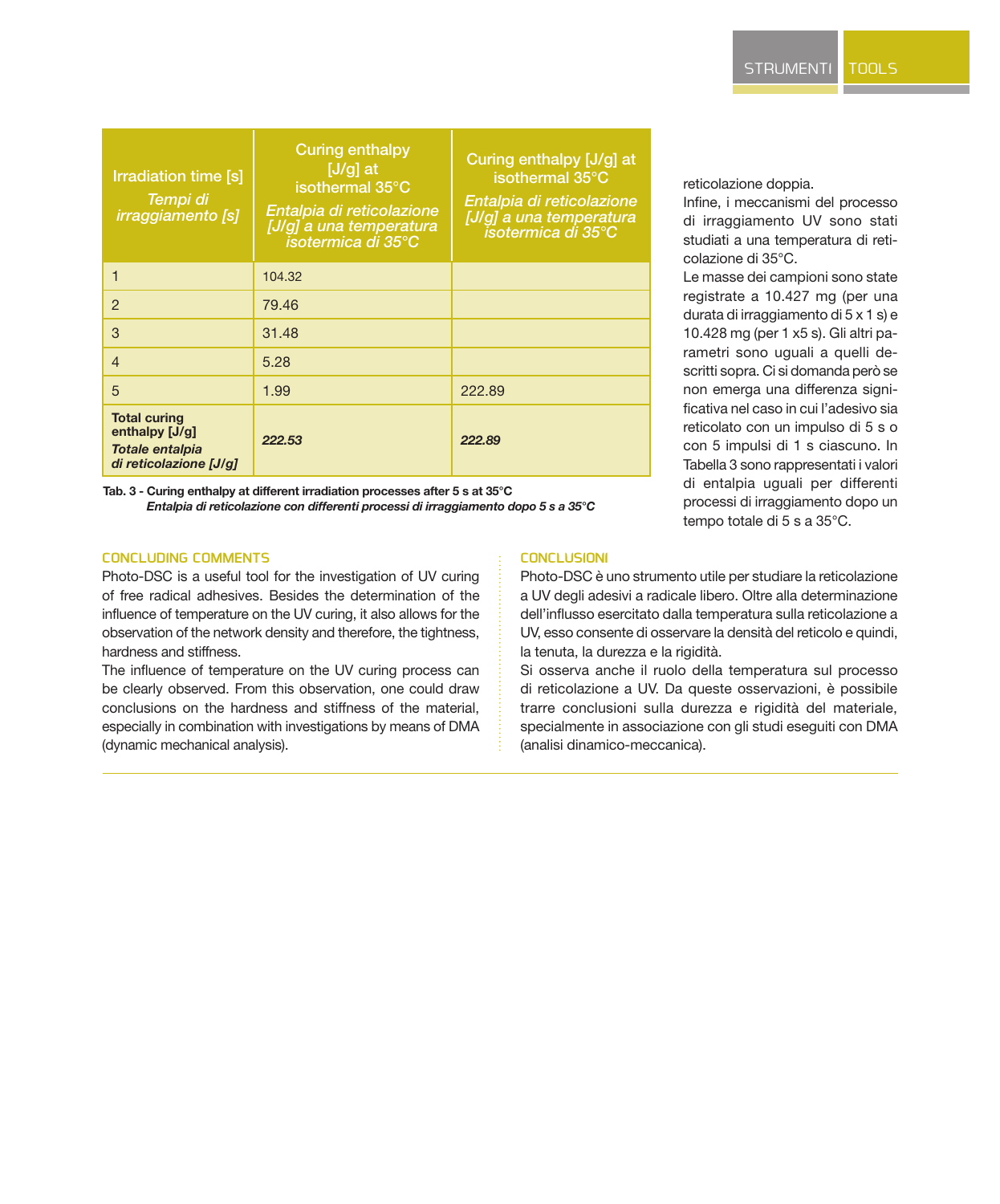| Irradiation time [s] *Tempi di irraggiamento [s]* | Curing enthalpy [J/g] at isothermal 35°C *Entalpia di reticolazione [J/g] a una temperatura isotermica di 35°C* | Curing enthalpy [J/g] at isothermal 35°C *Entalpia di reticolazione [J/g] a una temperatura isotermica di 35°C* |
|---|---|---|
| 1 | 104.32 | |
| 2 | 79.46 | |
| 3 | 31.48 | |
| 4 | 5.28 | |
| 5 | 1.99 | 222.89 |
| **Total curing enthalpy [J/g]** ***Totale entalpia di reticolazione [J/g]*** | ***222.53*** | ***222.89*** |

**Tab. 3 - Curing enthalpy at different irradiation processes after 5 s at 35°C**
***Entalpia di reticolazione con differenti processi di irraggiamento dopo 5 s a 35°C***

reticolazione doppia.
Infine, i meccanismi del processo di irraggiamento UV sono stati studiati a una temperatura di reticolazione di 35°C.
Le masse dei campioni sono state registrate a 10.427 mg (per una durata di irraggiamento di 5 x 1 s) e 10.428 mg (per 1 x5 s). Gli altri parametri sono uguali a quelli descritti sopra. Ci si domanda però se non emerga una differenza significativa nel caso in cui l'adesivo sia reticolato con un impulso di 5 s o con 5 impulsi di 1 s ciascuno. In Tabella 3 sono rappresentati i valori di entalpia uguali per differenti processi di irraggiamento dopo un tempo totale di 5 s a 35°C.

## CONCLUDING COMMENTS

Photo-DSC is a useful tool for the investigation of UV curing of free radical adhesives. Besides the determination of the influence of temperature on the UV curing, it also allows for the observation of the network density and therefore, the tightness, hardness and stiffness.
The influence of temperature on the UV curing process can be clearly observed. From this observation, one could draw conclusions on the hardness and stiffness of the material, especially in combination with investigations by means of DMA (dynamic mechanical analysis).

## CONCLUSIONI

Photo-DSC è uno strumento utile per studiare la reticolazione a UV degli adesivi a radicale libero. Oltre alla determinazione dell'influsso esercitato dalla temperatura sulla reticolazione a UV, esso consente di osservare la densità del reticolo e quindi, la tenuta, la durezza e la rigidità.
Si osserva anche il ruolo della temperatura sul processo di reticolazione a UV. Da queste osservazioni, è possibile trarre conclusioni sulla durezza e rigidità del materiale, specialmente in associazione con gli studi eseguiti con DMA (analisi dinamico-meccanica).